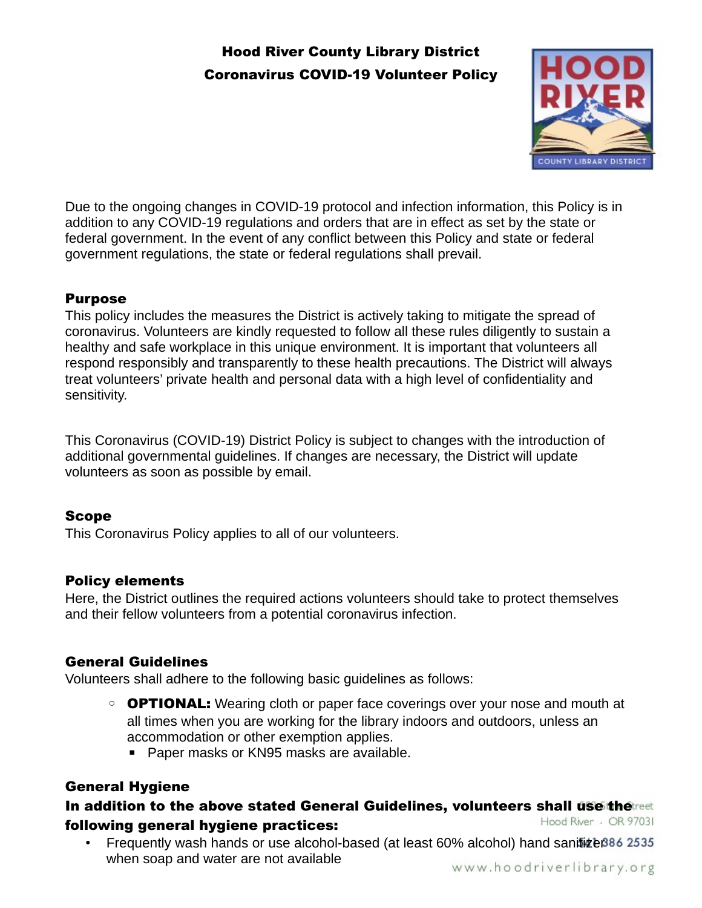# Hood River County Library District
## Coronavirus COVID-19 Volunteer Policy

Due to the ongoing changes in COVID-19 protocol and infection information, this Policy is in addition to any COVID-19 regulations and orders that are in effect as set by the state or federal government. In the event of any conflict between this Policy and state or federal government regulations, the state or federal regulations shall prevail.

### Purpose

This policy includes the measures the District is actively taking to mitigate the spread of coronavirus. Volunteers are kindly requested to follow all these rules diligently to sustain a healthy and safe workplace in this unique environment. It is important that volunteers all respond responsibly and transparently to these health precautions. The District will always treat volunteers' private health and personal data with a high level of confidentiality and sensitivity.

This Coronavirus (COVID-19) District Policy is subject to changes with the introduction of additional governmental guidelines. If changes are necessary, the District will update volunteers as soon as possible by email.

### Scope

This Coronavirus Policy applies to all of our volunteers.

### Policy elements

Here, the District outlines the required actions volunteers should take to protect themselves and their fellow volunteers from a potential coronavirus infection.

### General Guidelines

Volunteers shall adhere to the following basic guidelines as follows:

- **OPTIONAL:** Wearing cloth or paper face coverings over your nose and mouth at all times when you are working for the library indoors and outdoors, unless an accommodation or other exemption applies.
  - Paper masks or KN95 masks are available.

### General Hygiene

**In addition to the above stated General Guidelines, volunteers shall use the following general hygiene practices:**

- Frequently wash hands or use alcohol-based (at least 60% alcohol) hand sanitizer when soap and water are not available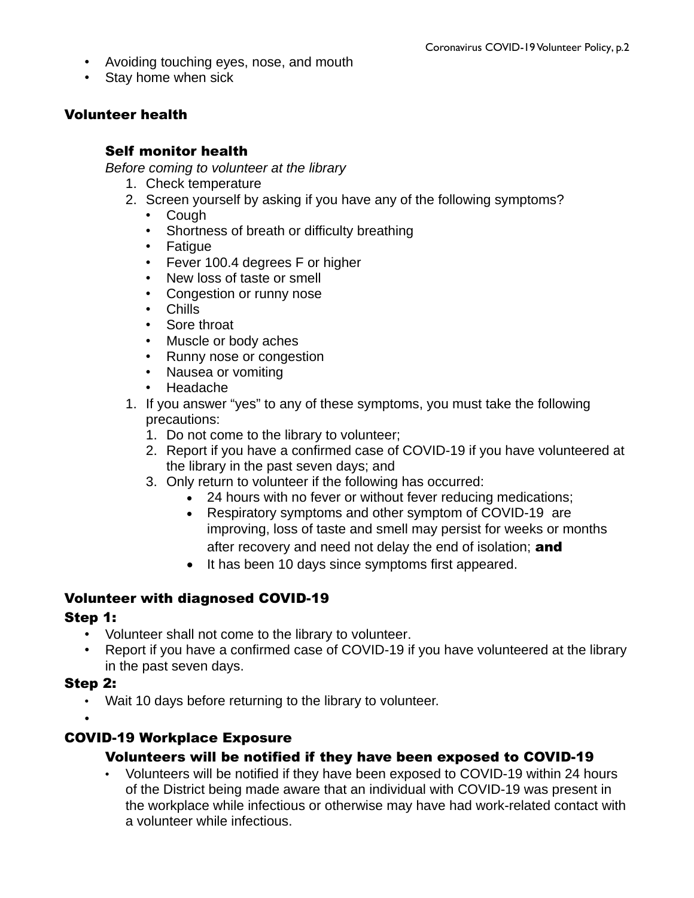- Avoiding touching eyes, nose, and mouth
- Stay home when sick

## Volunteer health

### Self monitor health

*Before coming to volunteer at the library*

1. Check temperature
2. Screen yourself by asking if you have any of the following symptoms?
   - Cough
   - Shortness of breath or difficulty breathing
   - Fatigue
   - Fever 100.4 degrees F or higher
   - New loss of taste or smell
   - Congestion or runny nose
   - Chills
   - Sore throat
   - Muscle or body aches
   - Runny nose or congestion
   - Nausea or vomiting
   - Headache
1. If you answer "yes" to any of these symptoms, you must take the following precautions:
   1. Do not come to the library to volunteer;
   2. Report if you have a confirmed case of COVID-19 if you have volunteered at the library in the past seven days; and
   3. Only return to volunteer if the following has occurred:
      - 24 hours with no fever or without fever reducing medications;
      - Respiratory symptoms and other symptom of COVID-19 are improving, loss of taste and smell may persist for weeks or months after recovery and need not delay the end of isolation; **and**
      - It has been 10 days since symptoms first appeared.

## Volunteer with diagnosed COVID-19

### Step 1:

- Volunteer shall not come to the library to volunteer.
- Report if you have a confirmed case of COVID-19 if you have volunteered at the library in the past seven days.

### Step 2:

- Wait 10 days before returning to the library to volunteer.

## COVID-19 Workplace Exposure

### Volunteers will be notified if they have been exposed to COVID-19

- Volunteers will be notified if they have been exposed to COVID-19 within 24 hours of the District being made aware that an individual with COVID-19 was present in the workplace while infectious or otherwise may have had work-related contact with a volunteer while infectious.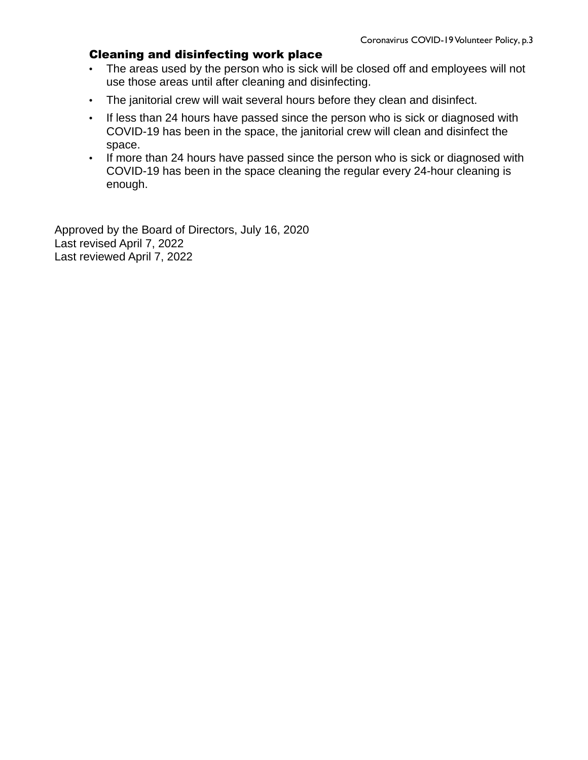### Cleaning and disinfecting work place

- The areas used by the person who is sick will be closed off and employees will not use those areas until after cleaning and disinfecting.
- The janitorial crew will wait several hours before they clean and disinfect.
- If less than 24 hours have passed since the person who is sick or diagnosed with COVID-19 has been in the space, the janitorial crew will clean and disinfect the space.
- If more than 24 hours have passed since the person who is sick or diagnosed with COVID-19 has been in the space cleaning the regular every 24-hour cleaning is enough.

Approved by the Board of Directors, July 16, 2020
Last revised April 7, 2022
Last reviewed April 7, 2022